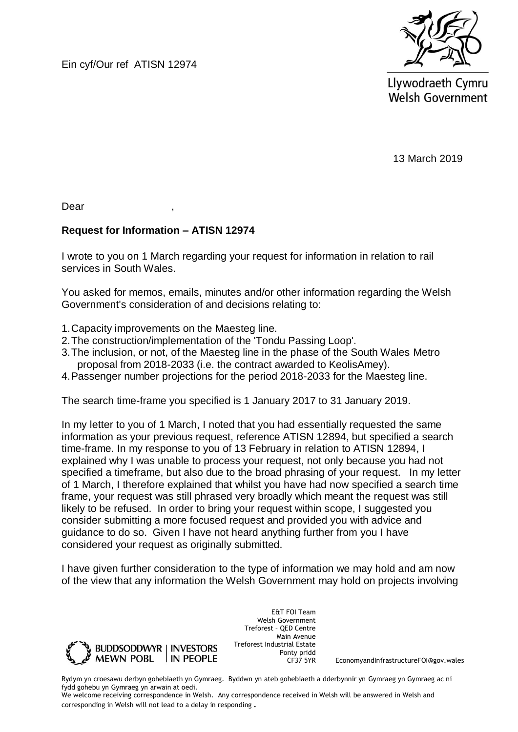Ein cyf/Our ref ATISN 12974

Llywodraeth Cymru
Welsh Government

13 March 2019

Dear ,

**Request for Information – ATISN 12974**

I wrote to you on 1 March regarding your request for information in relation to rail services in South Wales.

You asked for memos, emails, minutes and/or other information regarding the Welsh Government's consideration of and decisions relating to:

1. Capacity improvements on the Maesteg line.
2. The construction/implementation of the 'Tondu Passing Loop'.
3. The inclusion, or not, of the Maesteg line in the phase of the South Wales Metro proposal from 2018-2033 (i.e. the contract awarded to KeolisAmey).
4. Passenger number projections for the period 2018-2033 for the Maesteg line.

The search time-frame you specified is 1 January 2017 to 31 January 2019.

In my letter to you of 1 March, I noted that you had essentially requested the same information as your previous request, reference ATISN 12894, but specified a search time-frame. In my response to you of 13 February in relation to ATISN 12894, I explained why I was unable to process your request, not only because you had not specified a timeframe, but also due to the broad phrasing of your request. In my letter of 1 March, I therefore explained that whilst you have had now specified a search time frame, your request was still phrased very broadly which meant the request was still likely to be refused. In order to bring your request within scope, I suggested you consider submitting a more focused request and provided you with advice and guidance to do so. Given I have not heard anything further from you I have considered your request as originally submitted.

I have given further consideration to the type of information we may hold and am now of the view that any information the Welsh Government may hold on projects involving

BUDDSODDWYR MEWN POBL | INVESTORS IN PEOPLE

E&T FOI Team
Welsh Government
Treforest – QED Centre
Main Avenue
Treforest Industrial Estate
Ponty pridd
CF37 5YR

EconomyandInfrastructureFOI@gov.wales

Rydym yn croesawu derbyn gohebiaeth yn Gymraeg. Byddwn yn ateb gohebiaeth a dderbynnir yn Gymraeg yn Gymraeg ac ni fydd gohebu yn Gymraeg yn arwain at oedi.
We welcome receiving correspondence in Welsh. Any correspondence received in Welsh will be answered in Welsh and corresponding in Welsh will not lead to a delay in responding.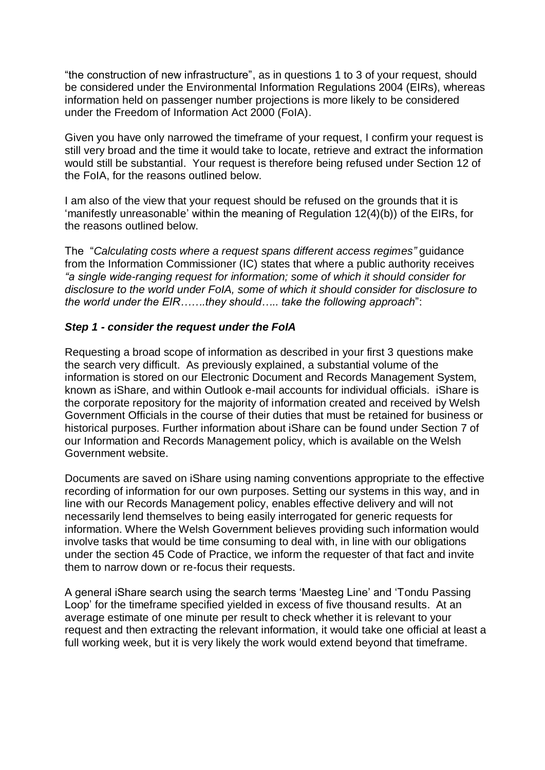“the construction of new infrastructure”, as in questions 1 to 3 of your request, should be considered under the Environmental Information Regulations 2004 (EIRs), whereas information held on passenger number projections is more likely to be considered under the Freedom of Information Act 2000 (FoIA).

Given you have only narrowed the timeframe of your request, I confirm your request is still very broad and the time it would take to locate, retrieve and extract the information would still be substantial. Your request is therefore being refused under Section 12 of the FoIA, for the reasons outlined below.

I am also of the view that your request should be refused on the grounds that it is ‘manifestly unreasonable’ within the meaning of Regulation 12(4)(b)) of the EIRs, for the reasons outlined below.

The “*Calculating costs where a request spans different access regimes”* guidance from the Information Commissioner (IC) states that where a public authority receives *“a single wide-ranging request for information; some of which it should consider for disclosure to the world under FoIA, some of which it should consider for disclosure to the world under the EIR…….they should….. take the following approach*”:

***Step 1 - consider the request under the FoIA***

Requesting a broad scope of information as described in your first 3 questions make the search very difficult. As previously explained, a substantial volume of the information is stored on our Electronic Document and Records Management System, known as iShare, and within Outlook e-mail accounts for individual officials. iShare is the corporate repository for the majority of information created and received by Welsh Government Officials in the course of their duties that must be retained for business or historical purposes. Further information about iShare can be found under Section 7 of our Information and Records Management policy, which is available on the Welsh Government website.

Documents are saved on iShare using naming conventions appropriate to the effective recording of information for our own purposes. Setting our systems in this way, and in line with our Records Management policy, enables effective delivery and will not necessarily lend themselves to being easily interrogated for generic requests for information. Where the Welsh Government believes providing such information would involve tasks that would be time consuming to deal with, in line with our obligations under the section 45 Code of Practice, we inform the requester of that fact and invite them to narrow down or re-focus their requests.

A general iShare search using the search terms ‘Maesteg Line’ and ‘Tondu Passing Loop’ for the timeframe specified yielded in excess of five thousand results. At an average estimate of one minute per result to check whether it is relevant to your request and then extracting the relevant information, it would take one official at least a full working week, but it is very likely the work would extend beyond that timeframe.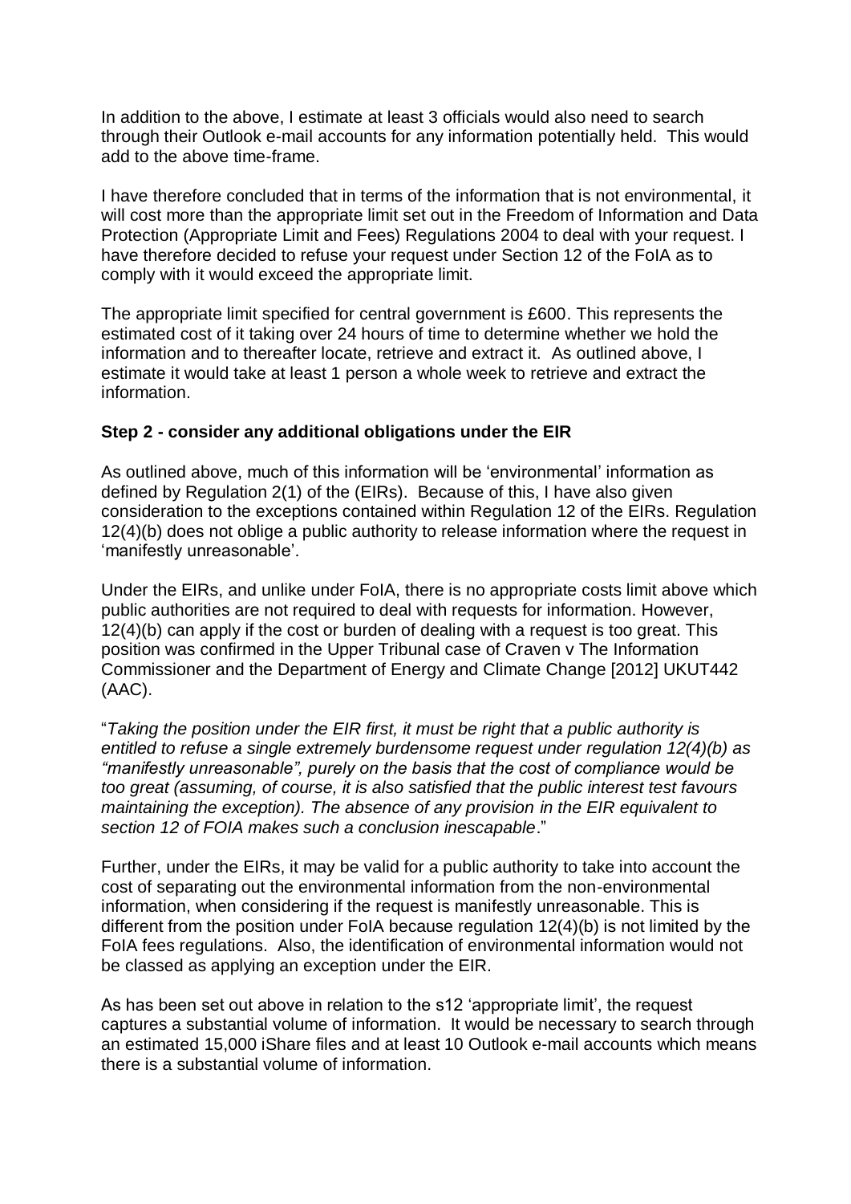In addition to the above, I estimate at least 3 officials would also need to search through their Outlook e-mail accounts for any information potentially held. This would add to the above time-frame.

I have therefore concluded that in terms of the information that is not environmental, it will cost more than the appropriate limit set out in the Freedom of Information and Data Protection (Appropriate Limit and Fees) Regulations 2004 to deal with your request. I have therefore decided to refuse your request under Section 12 of the FoIA as to comply with it would exceed the appropriate limit.

The appropriate limit specified for central government is £600. This represents the estimated cost of it taking over 24 hours of time to determine whether we hold the information and to thereafter locate, retrieve and extract it. As outlined above, I estimate it would take at least 1 person a whole week to retrieve and extract the information.

**Step 2 - consider any additional obligations under the EIR**

As outlined above, much of this information will be 'environmental' information as defined by Regulation 2(1) of the (EIRs). Because of this, I have also given consideration to the exceptions contained within Regulation 12 of the EIRs. Regulation 12(4)(b) does not oblige a public authority to release information where the request in 'manifestly unreasonable'.

Under the EIRs, and unlike under FoIA, there is no appropriate costs limit above which public authorities are not required to deal with requests for information. However, 12(4)(b) can apply if the cost or burden of dealing with a request is too great. This position was confirmed in the Upper Tribunal case of Craven v The Information Commissioner and the Department of Energy and Climate Change [2012] UKUT442 (AAC).

"*Taking the position under the EIR first, it must be right that a public authority is entitled to refuse a single extremely burdensome request under regulation 12(4)(b) as "manifestly unreasonable", purely on the basis that the cost of compliance would be too great (assuming, of course, it is also satisfied that the public interest test favours maintaining the exception). The absence of any provision in the EIR equivalent to section 12 of FOIA makes such a conclusion inescapable*."

Further, under the EIRs, it may be valid for a public authority to take into account the cost of separating out the environmental information from the non-environmental information, when considering if the request is manifestly unreasonable. This is different from the position under FoIA because regulation 12(4)(b) is not limited by the FoIA fees regulations. Also, the identification of environmental information would not be classed as applying an exception under the EIR.

As has been set out above in relation to the s12 'appropriate limit', the request captures a substantial volume of information. It would be necessary to search through an estimated 15,000 iShare files and at least 10 Outlook e-mail accounts which means there is a substantial volume of information.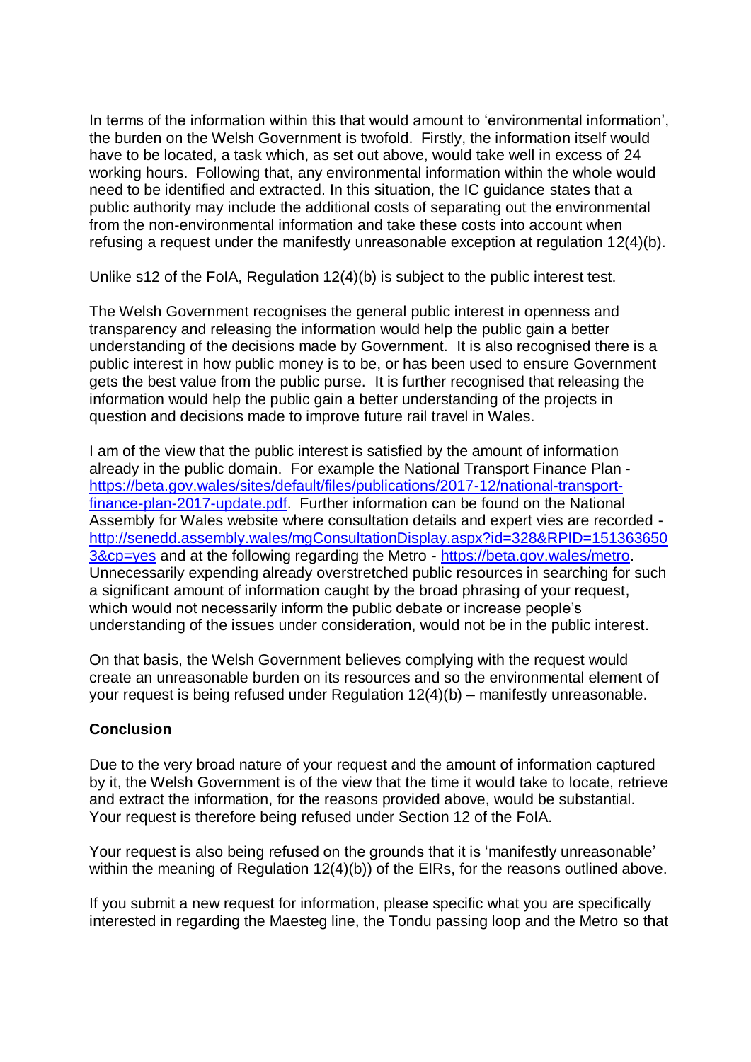In terms of the information within this that would amount to 'environmental information', the burden on the Welsh Government is twofold. Firstly, the information itself would have to be located, a task which, as set out above, would take well in excess of 24 working hours. Following that, any environmental information within the whole would need to be identified and extracted. In this situation, the IC guidance states that a public authority may include the additional costs of separating out the environmental from the non-environmental information and take these costs into account when refusing a request under the manifestly unreasonable exception at regulation 12(4)(b).

Unlike s12 of the FoIA, Regulation 12(4)(b) is subject to the public interest test.

The Welsh Government recognises the general public interest in openness and transparency and releasing the information would help the public gain a better understanding of the decisions made by Government. It is also recognised there is a public interest in how public money is to be, or has been used to ensure Government gets the best value from the public purse. It is further recognised that releasing the information would help the public gain a better understanding of the projects in question and decisions made to improve future rail travel in Wales.

I am of the view that the public interest is satisfied by the amount of information already in the public domain. For example the National Transport Finance Plan - [https://beta.gov.wales/sites/default/files/publications/2017-12/national-transport-finance-plan-2017-update.pdf](https://beta.gov.wales/sites/default/files/publications/2017-12/national-transport-finance-plan-2017-update.pdf). Further information can be found on the National Assembly for Wales website where consultation details and expert vies are recorded - [http://senedd.assembly.wales/mgConsultationDisplay.aspx?id=328&RPID=1513636503&cp=yes](http://senedd.assembly.wales/mgConsultationDisplay.aspx?id=328&RPID=1513636503&cp=yes) and at the following regarding the Metro - [https://beta.gov.wales/metro](https://beta.gov.wales/metro). Unnecessarily expending already overstretched public resources in searching for such a significant amount of information caught by the broad phrasing of your request, which would not necessarily inform the public debate or increase people's understanding of the issues under consideration, would not be in the public interest.

On that basis, the Welsh Government believes complying with the request would create an unreasonable burden on its resources and so the environmental element of your request is being refused under Regulation 12(4)(b) – manifestly unreasonable.

**Conclusion**

Due to the very broad nature of your request and the amount of information captured by it, the Welsh Government is of the view that the time it would take to locate, retrieve and extract the information, for the reasons provided above, would be substantial. Your request is therefore being refused under Section 12 of the FoIA.

Your request is also being refused on the grounds that it is 'manifestly unreasonable' within the meaning of Regulation 12(4)(b)) of the EIRs, for the reasons outlined above.

If you submit a new request for information, please specific what you are specifically interested in regarding the Maesteg line, the Tondu passing loop and the Metro so that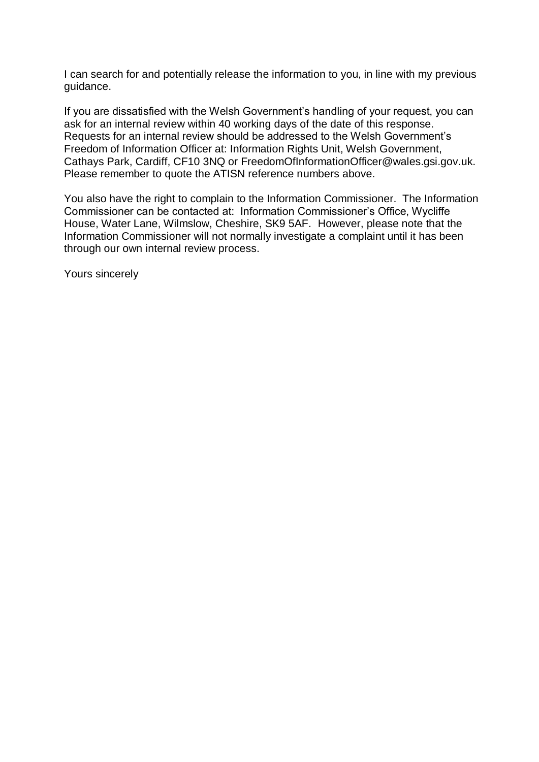I can search for and potentially release the information to you, in line with my previous guidance.

If you are dissatisfied with the Welsh Government's handling of your request, you can ask for an internal review within 40 working days of the date of this response. Requests for an internal review should be addressed to the Welsh Government's Freedom of Information Officer at: Information Rights Unit, Welsh Government, Cathays Park, Cardiff, CF10 3NQ or FreedomOfInformationOfficer@wales.gsi.gov.uk. Please remember to quote the ATISN reference numbers above.

You also have the right to complain to the Information Commissioner. The Information Commissioner can be contacted at: Information Commissioner's Office, Wycliffe House, Water Lane, Wilmslow, Cheshire, SK9 5AF. However, please note that the Information Commissioner will not normally investigate a complaint until it has been through our own internal review process.

Yours sincerely